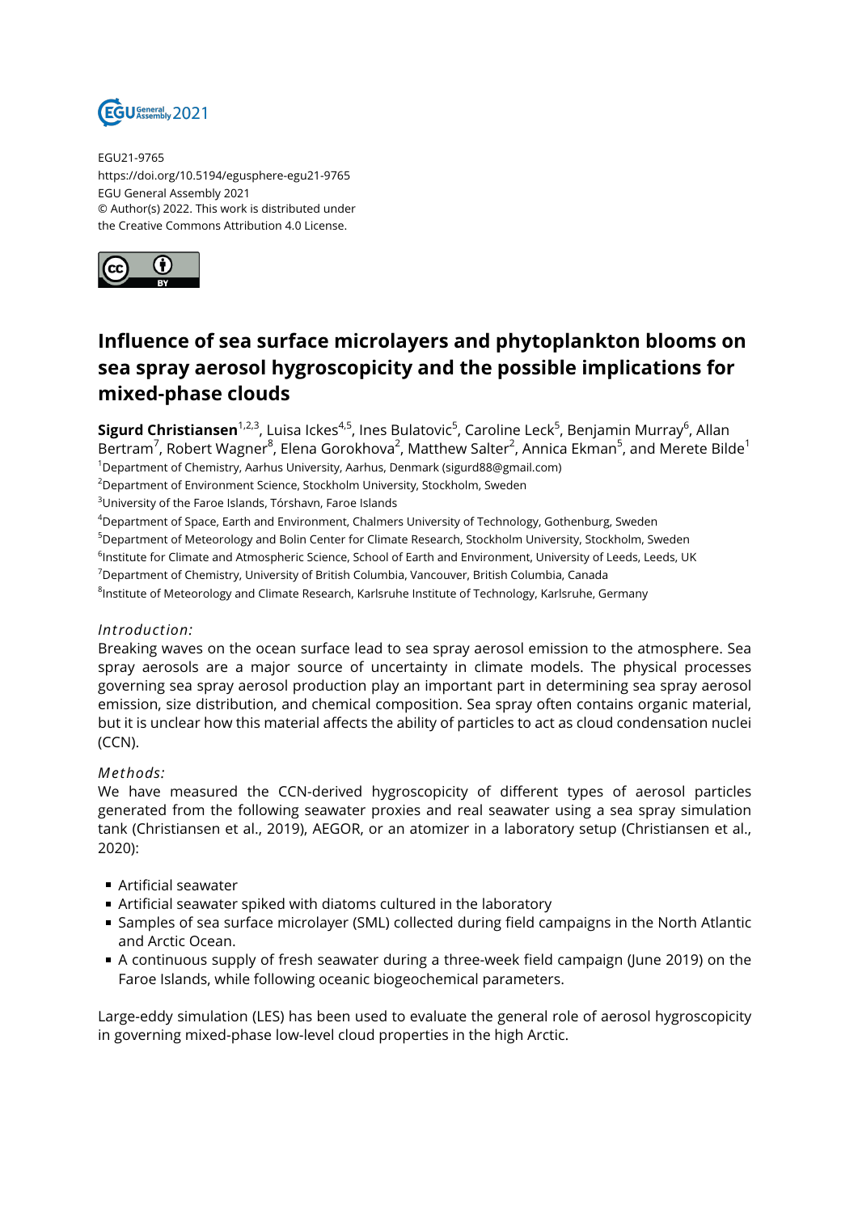EGU21-9765
https://doi.org/10.5194/egusphere-egu21-9765
EGU General Assembly 2021
© Author(s) 2022. This work is distributed under the Creative Commons Attribution 4.0 License.

# Influence of sea surface microlayers and phytoplankton blooms on sea spray aerosol hygroscopicity and the possible implications for mixed-phase clouds

**Sigurd Christiansen**[1,2,3], Luisa Ickes[4,5], Ines Bulatovic[5], Caroline Leck[5], Benjamin Murray[6], Allan Bertram[7], Robert Wagner[8], Elena Gorokhova[2], Matthew Salter[2], Annica Ekman[5], and Merete Bilde[1]

[1]Department of Chemistry, Aarhus University, Aarhus, Denmark (sigurd88@gmail.com)
[2]Department of Environment Science, Stockholm University, Stockholm, Sweden
[3]University of the Faroe Islands, Tórshavn, Faroe Islands
[4]Department of Space, Earth and Environment, Chalmers University of Technology, Gothenburg, Sweden
[5]Department of Meteorology and Bolin Center for Climate Research, Stockholm University, Stockholm, Sweden
[6]Institute for Climate and Atmospheric Science, School of Earth and Environment, University of Leeds, Leeds, UK
[7]Department of Chemistry, University of British Columbia, Vancouver, British Columbia, Canada
[8]Institute of Meteorology and Climate Research, Karlsruhe Institute of Technology, Karlsruhe, Germany

*Introduction:*

Breaking waves on the ocean surface lead to sea spray aerosol emission to the atmosphere. Sea spray aerosols are a major source of uncertainty in climate models. The physical processes governing sea spray aerosol production play an important part in determining sea spray aerosol emission, size distribution, and chemical composition. Sea spray often contains organic material, but it is unclear how this material affects the ability of particles to act as cloud condensation nuclei (CCN).

*Methods:*

We have measured the CCN-derived hygroscopicity of different types of aerosol particles generated from the following seawater proxies and real seawater using a sea spray simulation tank (Christiansen et al., 2019), AEGOR, or an atomizer in a laboratory setup (Christiansen et al., 2020):

- Artificial seawater
- Artificial seawater spiked with diatoms cultured in the laboratory
- Samples of sea surface microlayer (SML) collected during field campaigns in the North Atlantic and Arctic Ocean.
- A continuous supply of fresh seawater during a three-week field campaign (June 2019) on the Faroe Islands, while following oceanic biogeochemical parameters.

Large-eddy simulation (LES) has been used to evaluate the general role of aerosol hygroscopicity in governing mixed-phase low-level cloud properties in the high Arctic.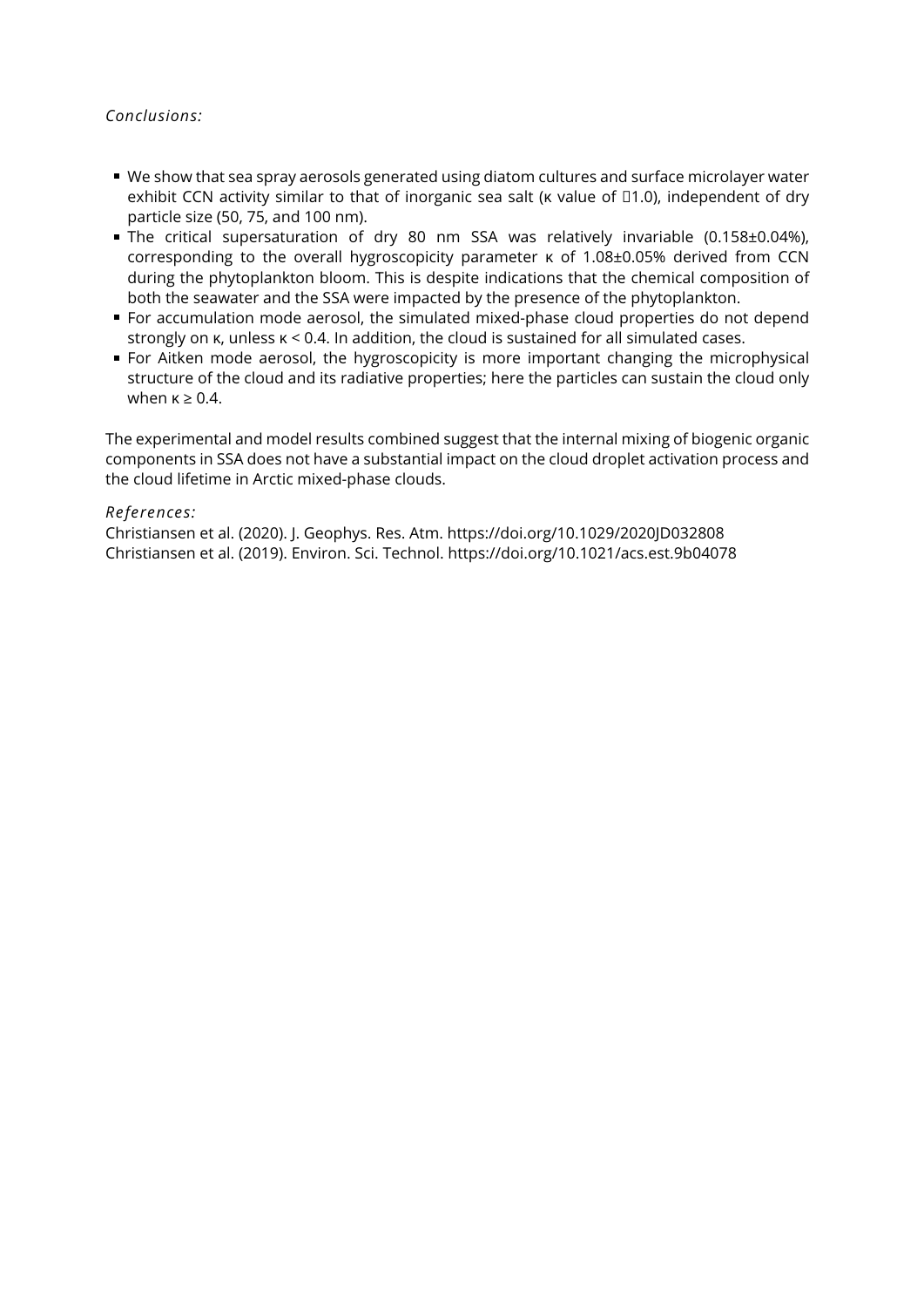*Conclusions:*

- We show that sea spray aerosols generated using diatom cultures and surface microlayer water exhibit CCN activity similar to that of inorganic sea salt (κ value of 1.0), independent of dry particle size (50, 75, and 100 nm).
- The critical supersaturation of dry 80 nm SSA was relatively invariable (0.158±0.04%), corresponding to the overall hygroscopicity parameter κ of 1.08±0.05% derived from CCN during the phytoplankton bloom. This is despite indications that the chemical composition of both the seawater and the SSA were impacted by the presence of the phytoplankton.
- For accumulation mode aerosol, the simulated mixed-phase cloud properties do not depend strongly on κ, unless $\kappa < 0.4$. In addition, the cloud is sustained for all simulated cases.
- For Aitken mode aerosol, the hygroscopicity is more important changing the microphysical structure of the cloud and its radiative properties; here the particles can sustain the cloud only when $\kappa \geq 0.4$.

The experimental and model results combined suggest that the internal mixing of biogenic organic components in SSA does not have a substantial impact on the cloud droplet activation process and the cloud lifetime in Arctic mixed-phase clouds.

*References:*

Christiansen et al. (2020). J. Geophys. Res. Atm. https://doi.org/10.1029/2020JD032808
Christiansen et al. (2019). Environ. Sci. Technol. https://doi.org/10.1021/acs.est.9b04078